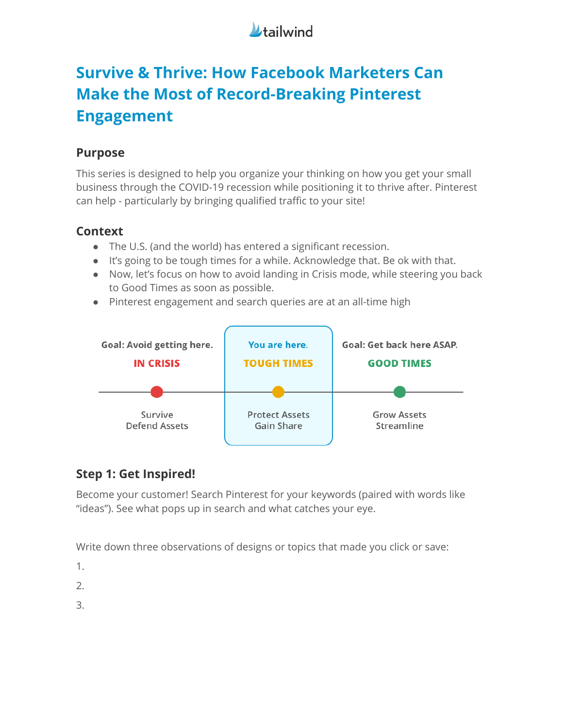# Survive & Thrive: How Facebook Marketers Can Make the Most of Record-Breaking Pinterest Engagement

## Purpose

This series is designed to help you organize your thinking on how you get your small business through the COVID-19 recession while positioning it to thrive after. Pinterest can help - particularly by bringing qualified traffic to your site!

## Context

- The U.S. (and the world) has entered a significant recession.
- It's going to be tough times for a while. Acknowledge that. Be ok with that.
- Now, let's focus on how to avoid landing in Crisis mode, while steering you back to Good Times as soon as possible.
- Pinterest engagement and search queries are at an all-time high

| Goal: Avoid getting here. | You are here. | Goal: Get back here ASAP. |
|---|---|---|
| **IN CRISIS** | **TOUGH TIMES** | **GOOD TIMES** |
| Survive<br>Defend Assets | Protect Assets<br>Gain Share | Grow Assets<br>Streamline |

## Step 1: Get Inspired!

Become your customer! Search Pinterest for your keywords (paired with words like "ideas"). See what pops up in search and what catches your eye.

Write down three observations of designs or topics that made you click or save:

1.
2.
3.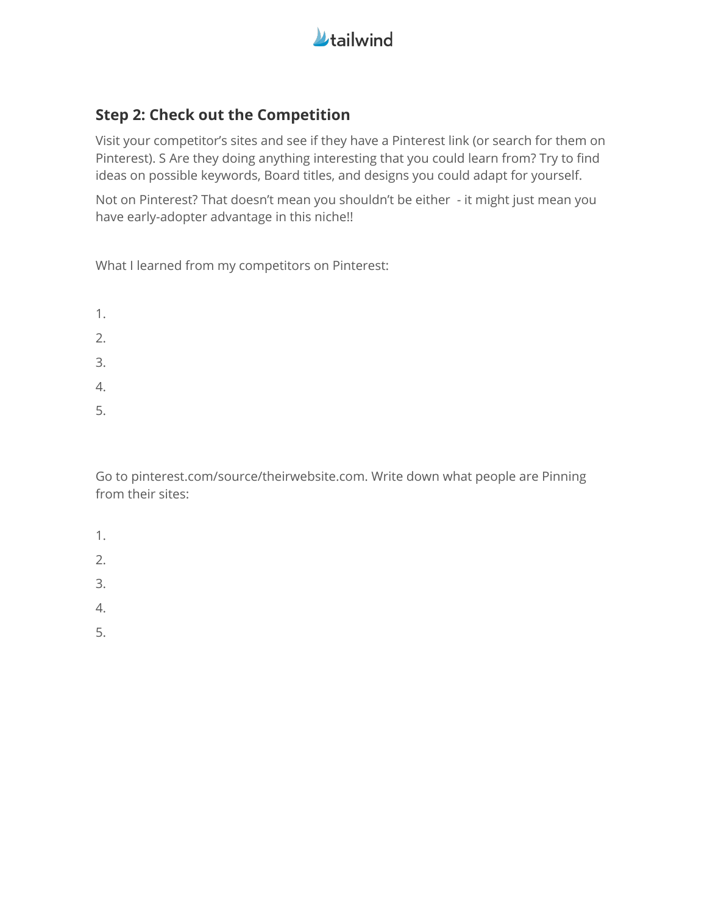## Step 2: Check out the Competition

Visit your competitor's sites and see if they have a Pinterest link (or search for them on Pinterest). S Are they doing anything interesting that you could learn from? Try to find ideas on possible keywords, Board titles, and designs you could adapt for yourself.

Not on Pinterest? That doesn't mean you shouldn't be either - it might just mean you have early-adopter advantage in this niche!!

What I learned from my competitors on Pinterest:

1.
2.
3.
4.
5.

Go to pinterest.com/source/theirwebsite.com. Write down what people are Pinning from their sites:

1.
2.
3.
4.
5.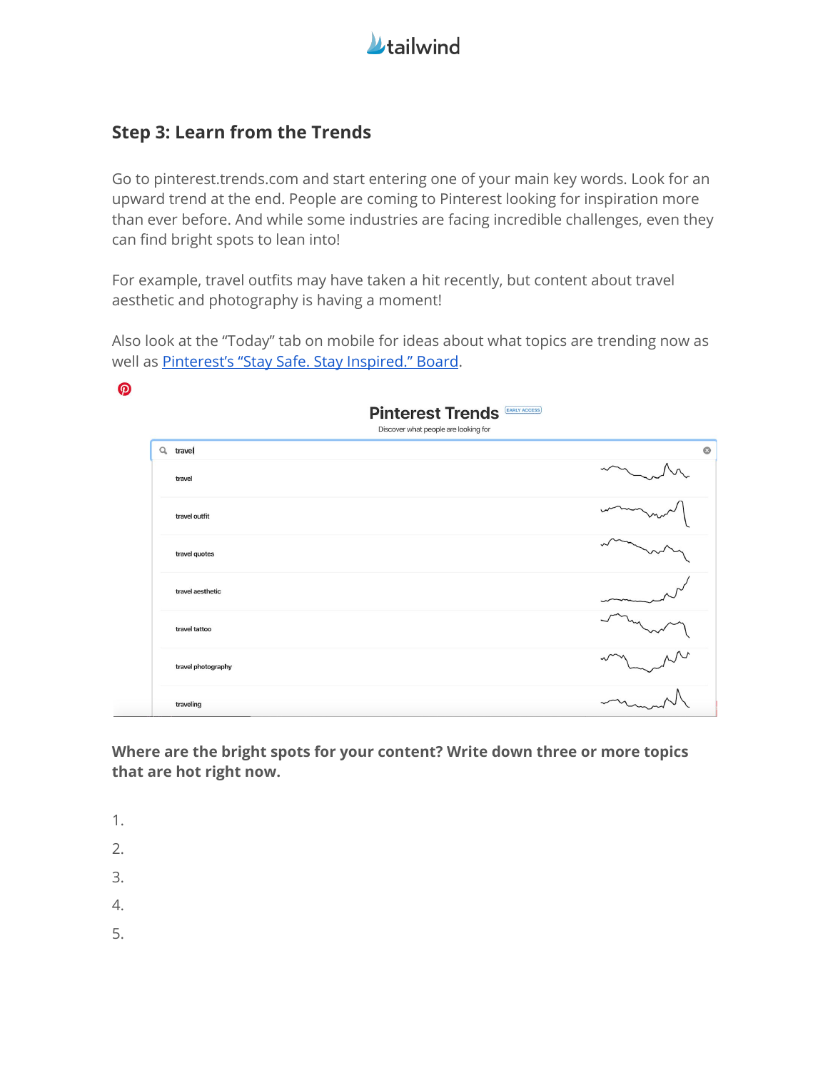## Step 3: Learn from the Trends

Go to pinterest.trends.com and start entering one of your main key words. Look for an upward trend at the end. People are coming to Pinterest looking for inspiration more than ever before. And while some industries are facing incredible challenges, even they can find bright spots to lean into!

For example, travel outfits may have taken a hit recently, but content about travel aesthetic and photography is having a moment!

Also look at the "Today" tab on mobile for ideas about what topics are trending now as well as [Pinterest's "Stay Safe. Stay Inspired." Board](#).

Pinterest Trends EARLY ACCESS

Discover what people are looking for

travel

- travel
- travel outfit
- travel quotes
- travel aesthetic
- travel tattoo
- travel photography
- traveling

**Where are the bright spots for your content? Write down three or more topics that are hot right now.**

1.
2.
3.
4.
5.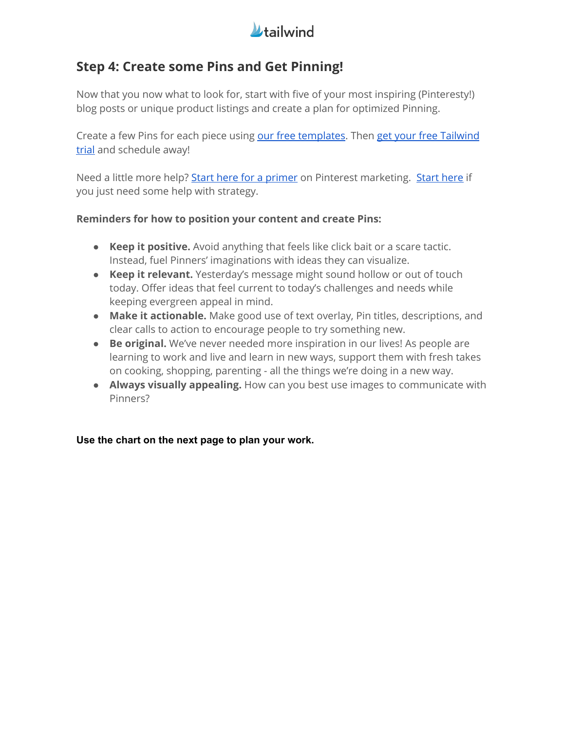## Step 4: Create some Pins and Get Pinning!

Now that you now what to look for, start with five of your most inspiring (Pinteresty!) blog posts or unique product listings and create a plan for optimized Pinning.

Create a few Pins for each piece using our free templates. Then get your free Tailwind trial and schedule away!

Need a little more help? Start here for a primer on Pinterest marketing.  Start here if you just need some help with strategy.

**Reminders for how to position your content and create Pins:**

- **Keep it positive.** Avoid anything that feels like click bait or a scare tactic. Instead, fuel Pinners' imaginations with ideas they can visualize.
- **Keep it relevant.** Yesterday's message might sound hollow or out of touch today. Offer ideas that feel current to today's challenges and needs while keeping evergreen appeal in mind.
- **Make it actionable.** Make good use of text overlay, Pin titles, descriptions, and clear calls to action to encourage people to try something new.
- **Be original.** We've never needed more inspiration in our lives! As people are learning to work and live and learn in new ways, support them with fresh takes on cooking, shopping, parenting - all the things we're doing in a new way.
- **Always visually appealing.** How can you best use images to communicate with Pinners?

**Use the chart on the next page to plan your work.**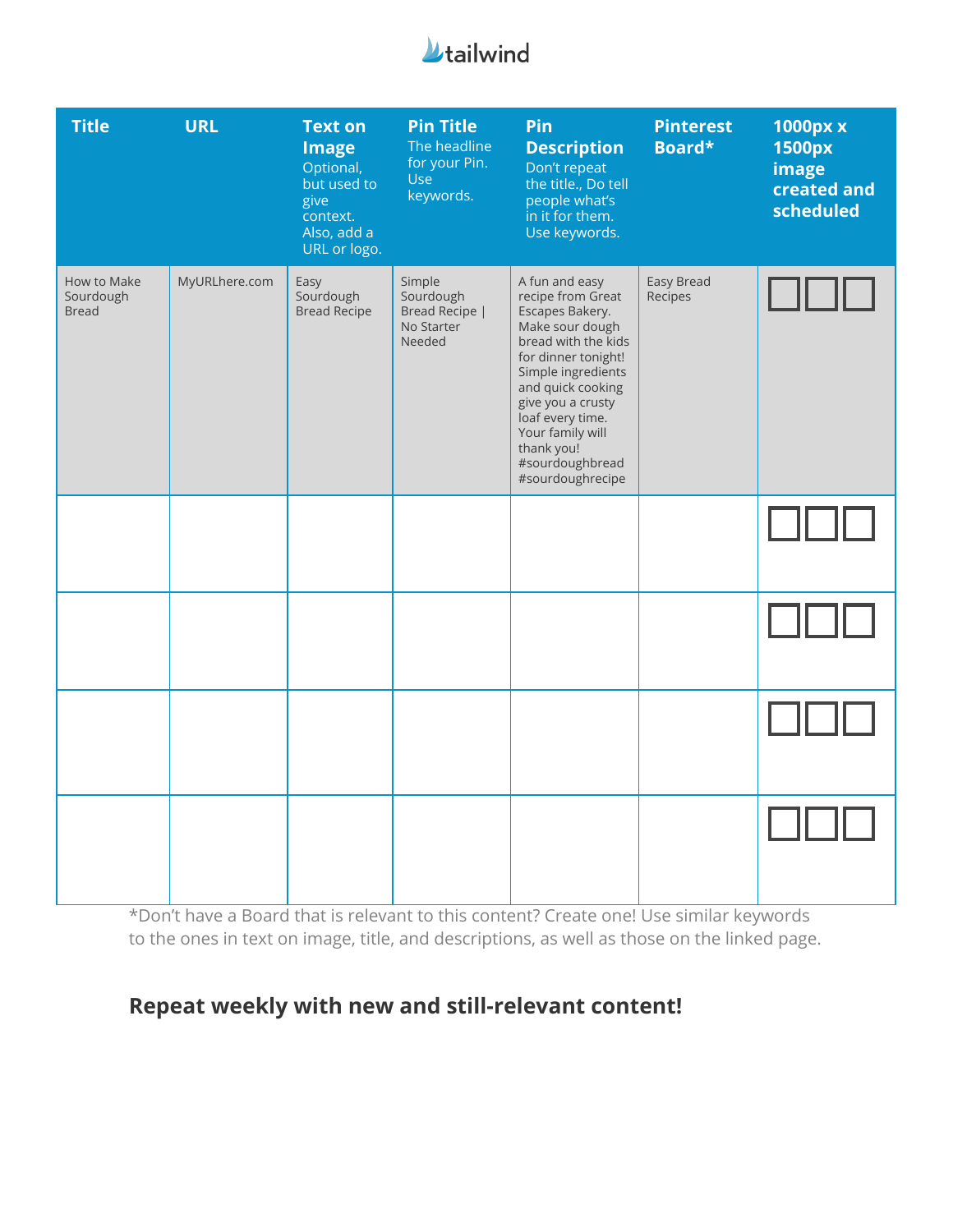tailwind

| Title | URL | Text on Image Optional, but used to give context. Also, add a URL or logo. | Pin Title The headline for your Pin. Use keywords. | Pin Description Don't repeat the title., Do tell people what's in it for them. Use keywords. | Pinterest Board* | 1000px x 1500px image created and scheduled |
|---|---|---|---|---|---|---|
| How to Make Sourdough Bread | MyURLhere.com | Easy Sourdough Bread Recipe | Simple Sourdough Bread Recipe \| No Starter Needed | A fun and easy recipe from Great Escapes Bakery. Make sour dough bread with the kids for dinner tonight! Simple ingredients and quick cooking give you a crusty loaf every time. Your family will thank you! #sourdoughbread #sourdoughrecipe | Easy Bread Recipes | ☐☐☐ |
| | | | | | | ☐☐☐ |
| | | | | | | ☐☐☐ |
| | | | | | | ☐☐☐ |
| | | | | | | ☐☐☐ |

*Don't have a Board that is relevant to this content? Create one! Use similar keywords to the ones in text on image, title, and descriptions, as well as those on the linked page.

**Repeat weekly with new and still-relevant content!**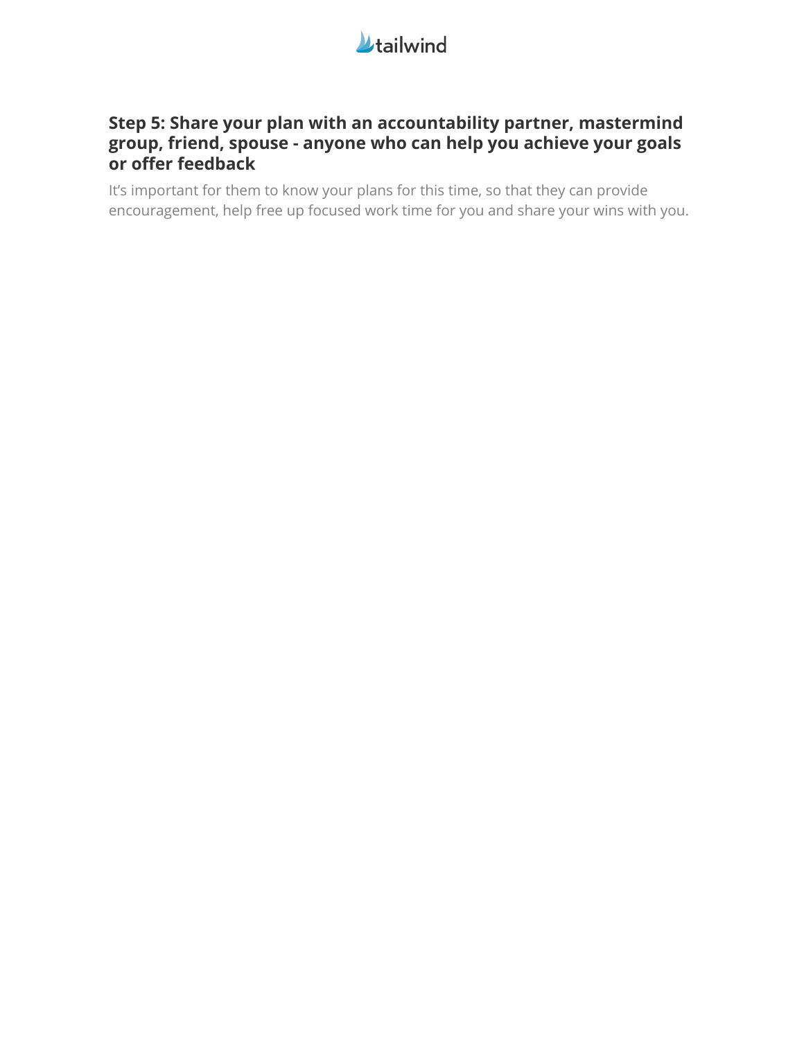### Step 5: Share your plan with an accountability partner, mastermind group, friend, spouse - anyone who can help you achieve your goals or offer feedback

It’s important for them to know your plans for this time, so that they can provide encouragement, help free up focused work time for you and share your wins with you.